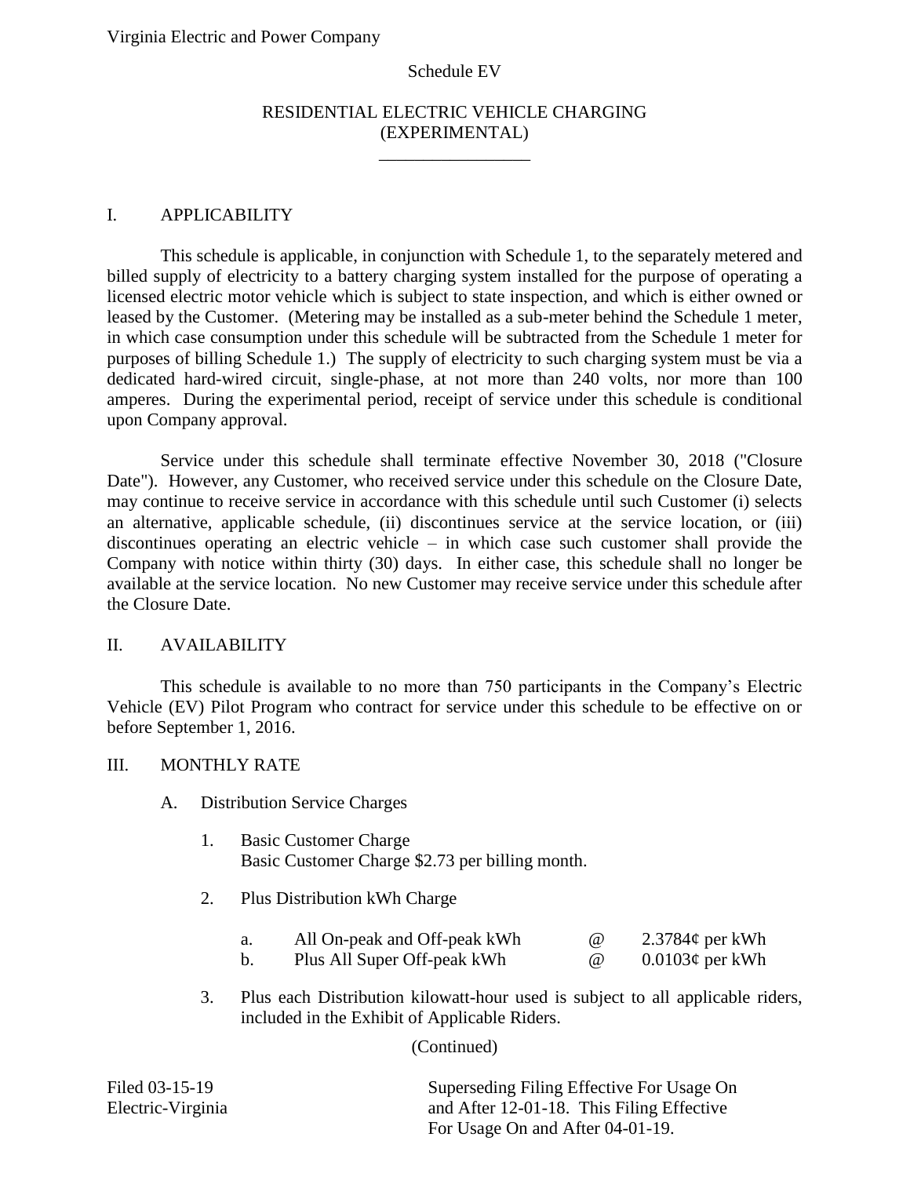Virginia Electric and Power Company

Schedule EV

# RESIDENTIAL ELECTRIC VEHICLE CHARGING (EXPERIMENTAL)

## I. APPLICABILITY

This schedule is applicable, in conjunction with Schedule 1, to the separately metered and billed supply of electricity to a battery charging system installed for the purpose of operating a licensed electric motor vehicle which is subject to state inspection, and which is either owned or leased by the Customer. (Metering may be installed as a sub-meter behind the Schedule 1 meter, in which case consumption under this schedule will be subtracted from the Schedule 1 meter for purposes of billing Schedule 1.) The supply of electricity to such charging system must be via a dedicated hard-wired circuit, single-phase, at not more than 240 volts, nor more than 100 amperes. During the experimental period, receipt of service under this schedule is conditional upon Company approval.

Service under this schedule shall terminate effective November 30, 2018 ("Closure Date"). However, any Customer, who received service under this schedule on the Closure Date, may continue to receive service in accordance with this schedule until such Customer (i) selects an alternative, applicable schedule, (ii) discontinues service at the service location, or (iii) discontinues operating an electric vehicle – in which case such customer shall provide the Company with notice within thirty (30) days. In either case, this schedule shall no longer be available at the service location. No new Customer may receive service under this schedule after the Closure Date.

## II. AVAILABILITY

This schedule is available to no more than 750 participants in the Company's Electric Vehicle (EV) Pilot Program who contract for service under this schedule to be effective on or before September 1, 2016.

## III. MONTHLY RATE

A. Distribution Service Charges

1. Basic Customer Charge
   Basic Customer Charge $2.73 per billing month.

2. Plus Distribution kWh Charge

   a. All On-peak and Off-peak kWh @ 2.3784¢ per kWh
   b. Plus All Super Off-peak kWh @ 0.0103¢ per kWh

3. Plus each Distribution kilowatt-hour used is subject to all applicable riders, included in the Exhibit of Applicable Riders.

(Continued)

Filed 03-15-19
Electric-Virginia

Superseding Filing Effective For Usage On and After 12-01-18. This Filing Effective For Usage On and After 04-01-19.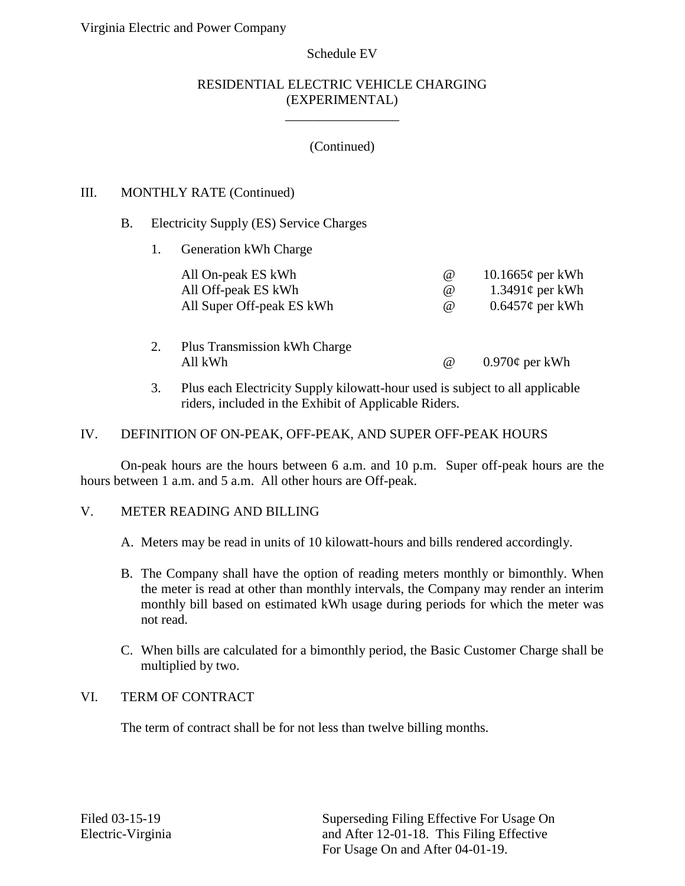Virginia Electric and Power Company

Schedule EV

RESIDENTIAL ELECTRIC VEHICLE CHARGING
(EXPERIMENTAL)

(Continued)

III. MONTHLY RATE (Continued)

B. Electricity Supply (ES) Service Charges

1. Generation kWh Charge

| | | |
|---|---|---|
| All On-peak ES kWh | @ | 10.1665¢ per kWh |
| All Off-peak ES kWh | @ | 1.3491¢ per kWh |
| All Super Off-peak ES kWh | @ | 0.6457¢ per kWh |

2. Plus Transmission kWh Charge

| | | |
|---|---|---|
| All kWh | @ | 0.970¢ per kWh |

3. Plus each Electricity Supply kilowatt-hour used is subject to all applicable riders, included in the Exhibit of Applicable Riders.

IV. DEFINITION OF ON-PEAK, OFF-PEAK, AND SUPER OFF-PEAK HOURS

On-peak hours are the hours between 6 a.m. and 10 p.m. Super off-peak hours are the hours between 1 a.m. and 5 a.m. All other hours are Off-peak.

V. METER READING AND BILLING

A. Meters may be read in units of 10 kilowatt-hours and bills rendered accordingly.

B. The Company shall have the option of reading meters monthly or bimonthly. When the meter is read at other than monthly intervals, the Company may render an interim monthly bill based on estimated kWh usage during periods for which the meter was not read.

C. When bills are calculated for a bimonthly period, the Basic Customer Charge shall be multiplied by two.

VI. TERM OF CONTRACT

The term of contract shall be for not less than twelve billing months.

Filed 03-15-19
Electric-Virginia

Superseding Filing Effective For Usage On and After 12-01-18. This Filing Effective For Usage On and After 04-01-19.